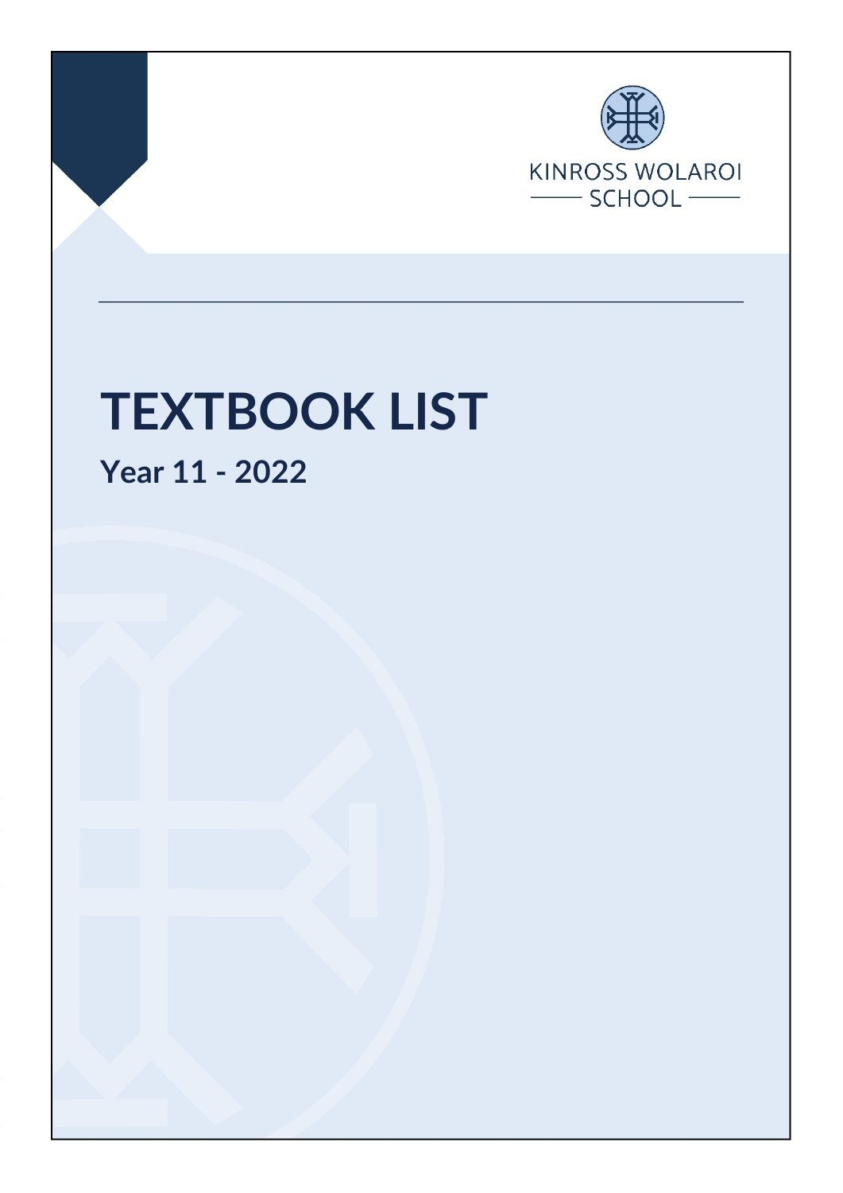KINROSS WOLAROI SCHOOL

# TEXTBOOK LIST

## Year 11 - 2022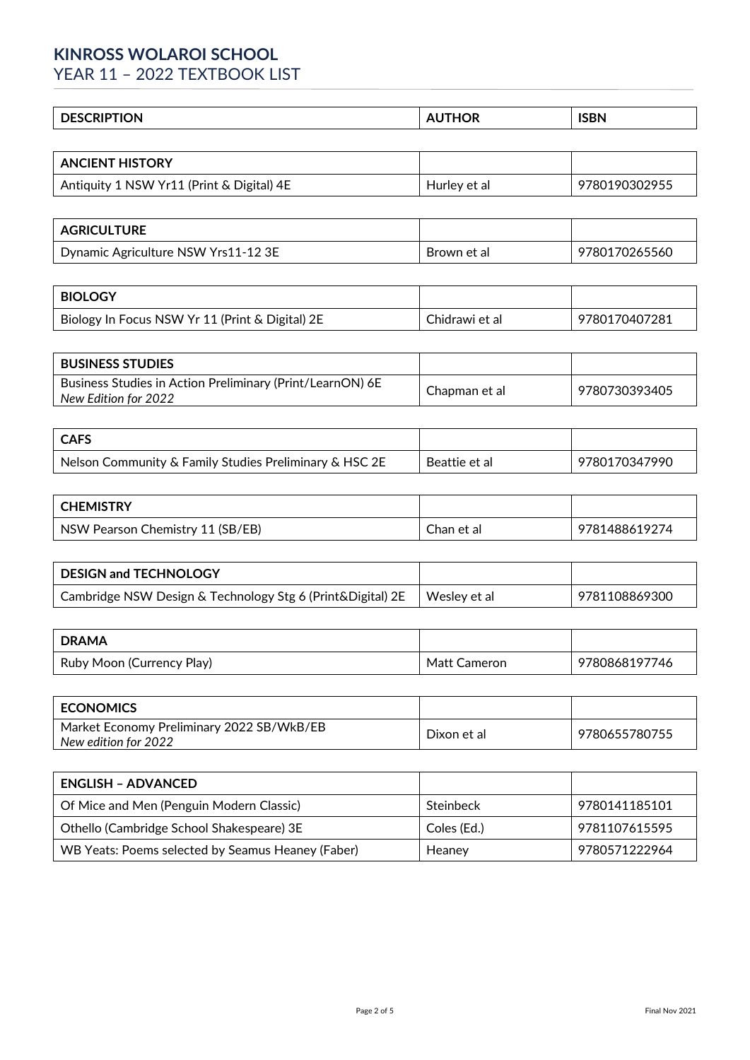# KINROSS WOLAROI SCHOOL

## YEAR 11 – 2022 TEXTBOOK LIST

| DESCRIPTION | AUTHOR | ISBN |
| --- | --- | --- |
| **ANCIENT HISTORY** | | |
| Antiquity 1 NSW Yr11 (Print & Digital) 4E | Hurley et al | 9780190302955 |
| **AGRICULTURE** | | |
| Dynamic Agriculture NSW Yrs11-12 3E | Brown et al | 9780170265560 |
| **BIOLOGY** | | |
| Biology In Focus NSW Yr 11 (Print & Digital) 2E | Chidrawi et al | 9780170407281 |
| **BUSINESS STUDIES** | | |
| Business Studies in Action Preliminary (Print/LearnON) 6E *New Edition for 2022* | Chapman et al | 9780730393405 |
| **CAFS** | | |
| Nelson Community & Family Studies Preliminary & HSC 2E | Beattie et al | 9780170347990 |
| **CHEMISTRY** | | |
| NSW Pearson Chemistry 11 (SB/EB) | Chan et al | 9781488619274 |
| **DESIGN and TECHNOLOGY** | | |
| Cambridge NSW Design & Technology Stg 6 (Print&Digital) 2E | Wesley et al | 9781108869300 |
| **DRAMA** | | |
| Ruby Moon (Currency Play) | Matt Cameron | 9780868197746 |
| **ECONOMICS** | | |
| Market Economy Preliminary 2022 SB/WkB/EB *New edition for 2022* | Dixon et al | 9780655780755 |
| **ENGLISH – ADVANCED** | | |
| Of Mice and Men (Penguin Modern Classic) | Steinbeck | 9780141185101 |
| Othello (Cambridge School Shakespeare) 3E | Coles (Ed.) | 9781107615595 |
| WB Yeats: Poems selected by Seamus Heaney (Faber) | Heaney | 9780571222964 |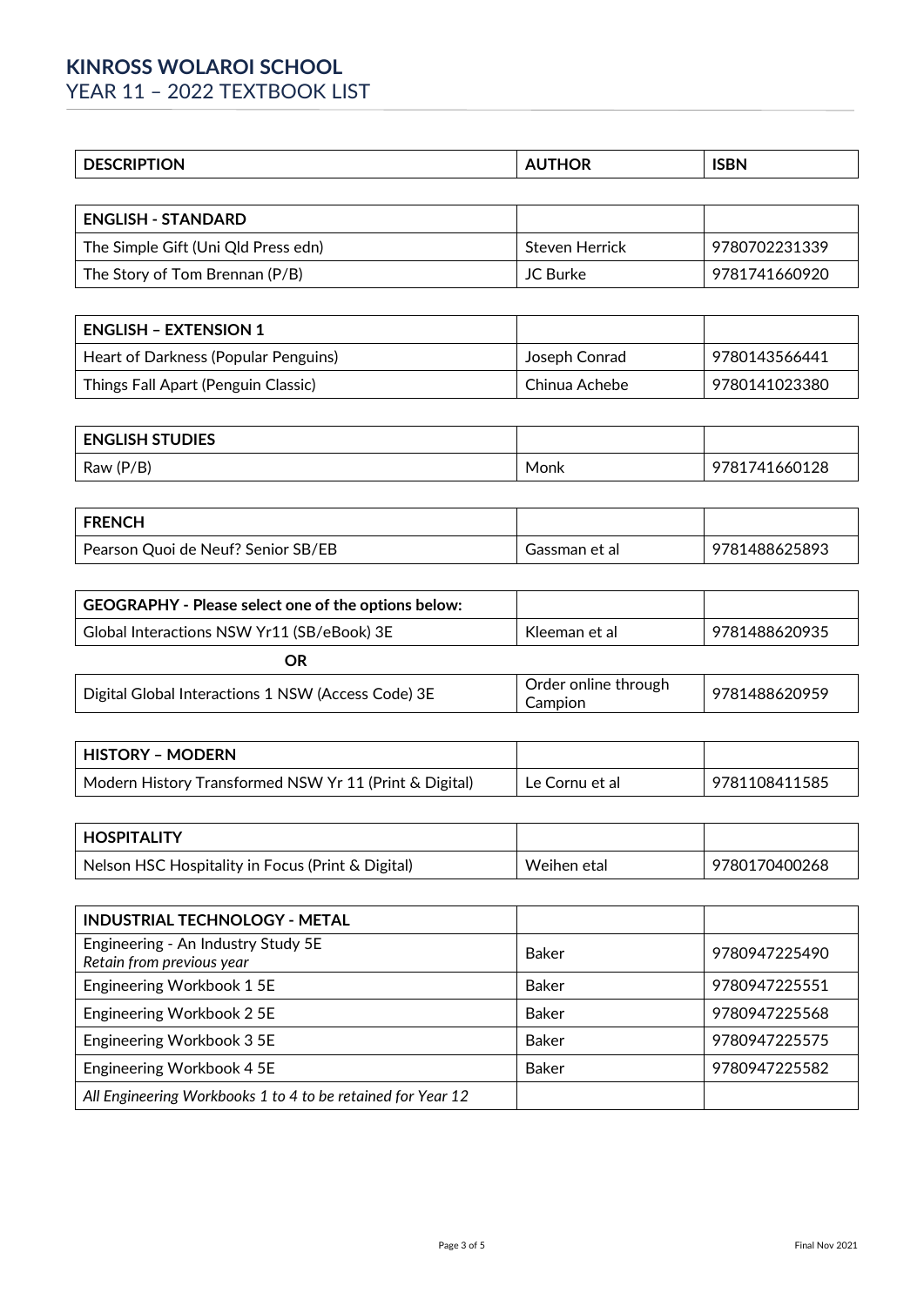# KINROSS WOLAROI SCHOOL

## YEAR 11 – 2022 TEXTBOOK LIST

| DESCRIPTION | AUTHOR | ISBN |
|---|---|---|
| **ENGLISH - STANDARD** | | |
| The Simple Gift (Uni Qld Press edn) | Steven Herrick | 9780702231339 |
| The Story of Tom Brennan (P/B) | JC Burke | 9781741660920 |
| **ENGLISH – EXTENSION 1** | | |
| Heart of Darkness (Popular Penguins) | Joseph Conrad | 9780143566441 |
| Things Fall Apart (Penguin Classic) | Chinua Achebe | 9780141023380 |
| **ENGLISH STUDIES** | | |
| Raw (P/B) | Monk | 9781741660128 |
| **FRENCH** | | |
| Pearson Quoi de Neuf? Senior SB/EB | Gassman et al | 9781488625893 |
| **GEOGRAPHY - Please select one of the options below:** | | |
| Global Interactions NSW Yr11 (SB/eBook) 3E | Kleeman et al | 9781488620935 |
| **OR** | | |
| Digital Global Interactions 1 NSW (Access Code) 3E | Order online through Campion | 9781488620959 |
| **HISTORY – MODERN** | | |
| Modern History Transformed NSW Yr 11 (Print & Digital) | Le Cornu et al | 9781108411585 |
| **HOSPITALITY** | | |
| Nelson HSC Hospitality in Focus (Print & Digital) | Weihen etal | 9780170400268 |
| **INDUSTRIAL TECHNOLOGY - METAL** | | |
| Engineering - An Industry Study 5E *Retain from previous year* | Baker | 9780947225490 |
| Engineering Workbook 1 5E | Baker | 9780947225551 |
| Engineering Workbook 2 5E | Baker | 9780947225568 |
| Engineering Workbook 3 5E | Baker | 9780947225575 |
| Engineering Workbook 4 5E | Baker | 9780947225582 |
| *All Engineering Workbooks 1 to 4 to be retained for Year 12* | | |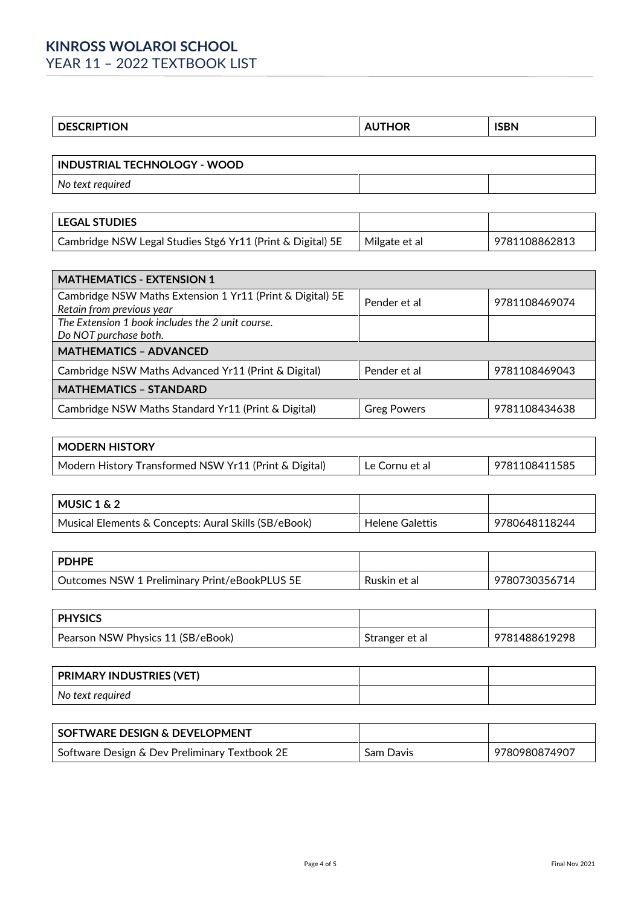# KINROSS WOLAROI SCHOOL

YEAR 11 – 2022 TEXTBOOK LIST

| DESCRIPTION | AUTHOR | ISBN |
|---|---|---|
| **INDUSTRIAL TECHNOLOGY - WOOD** | | |
| *No text required* | | |
| **LEGAL STUDIES** | | |
| Cambridge NSW Legal Studies Stg6 Yr11 (Print & Digital) 5E | Milgate et al | 9781108862813 |
| **MATHEMATICS - EXTENSION 1** | | |
| Cambridge NSW Maths Extension 1 Yr11 (Print & Digital) 5E *Retain from previous year* | Pender et al | 9781108469074 |
| *The Extension 1 book includes the 2 unit course. Do NOT purchase both.* | | |
| **MATHEMATICS – ADVANCED** | | |
| Cambridge NSW Maths Advanced Yr11 (Print & Digital) | Pender et al | 9781108469043 |
| **MATHEMATICS – STANDARD** | | |
| Cambridge NSW Maths Standard Yr11 (Print & Digital) | Greg Powers | 9781108434638 |
| **MODERN HISTORY** | | |
| Modern History Transformed NSW Yr11 (Print & Digital) | Le Cornu et al | 9781108411585 |
| **MUSIC 1 & 2** | | |
| Musical Elements & Concepts: Aural Skills (SB/eBook) | Helene Galettis | 9780648118244 |
| **PDHPE** | | |
| Outcomes NSW 1 Preliminary Print/eBookPLUS 5E | Ruskin et al | 9780730356714 |
| **PHYSICS** | | |
| Pearson NSW Physics 11 (SB/eBook) | Stranger et al | 9781488619298 |
| **PRIMARY INDUSTRIES (VET)** | | |
| *No text required* | | |
| **SOFTWARE DESIGN & DEVELOPMENT** | | |
| Software Design & Dev Preliminary Textbook 2E | Sam Davis | 9780980874907 |

Final Nov 2021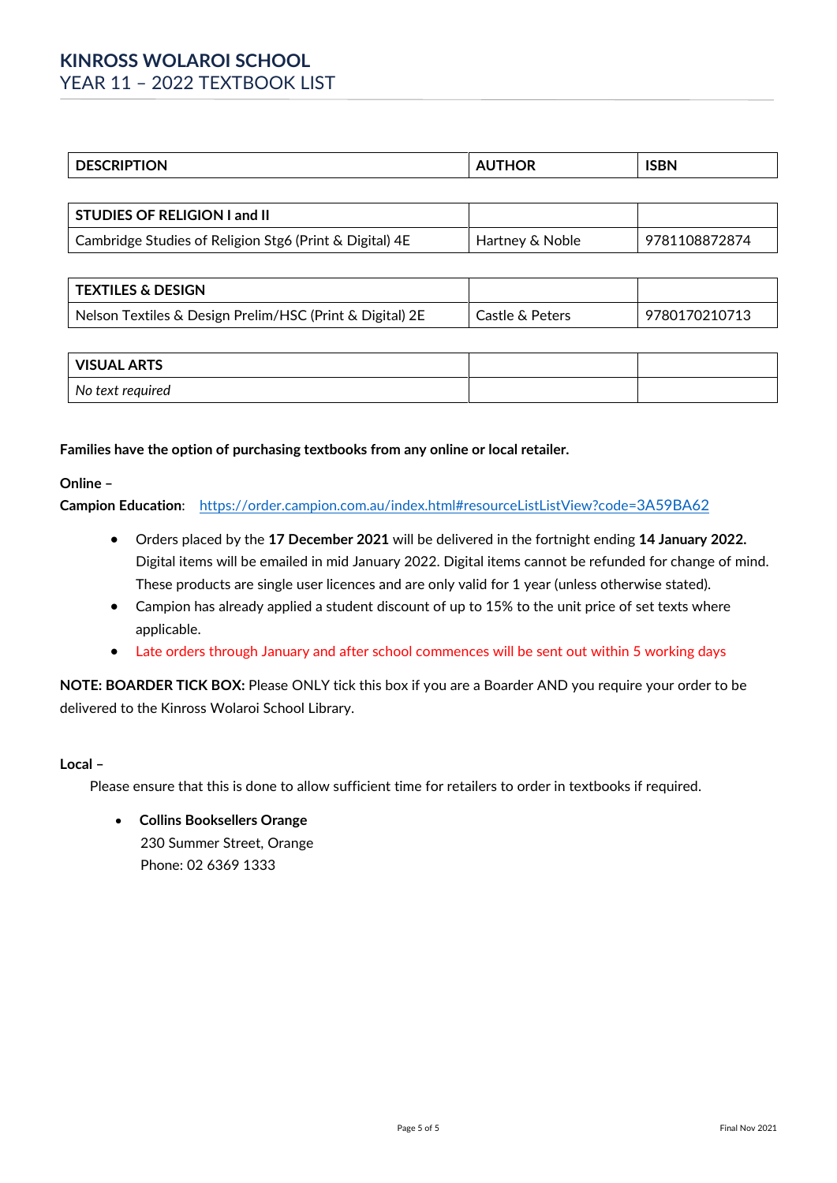# KINROSS WOLAROI SCHOOL
## YEAR 11 – 2022 TEXTBOOK LIST

| DESCRIPTION | AUTHOR | ISBN |
|---|---|---|
| **STUDIES OF RELIGION I and II** | | |
| Cambridge Studies of Religion Stg6 (Print & Digital) 4E | Hartney & Noble | 9781108872874 |
| **TEXTILES & DESIGN** | | |
| Nelson Textiles & Design Prelim/HSC (Print & Digital) 2E | Castle & Peters | 9780170210713 |
| **VISUAL ARTS** | | |
| *No text required* | | |

**Families have the option of purchasing textbooks from any online or local retailer.**

**Online –**

**Campion Education**: https://order.campion.com.au/index.html#resourceListListView?code=3A59BA62

- Orders placed by the **17 December 2021** will be delivered in the fortnight ending **14 January 2022.** Digital items will be emailed in mid January 2022. Digital items cannot be refunded for change of mind. These products are single user licences and are only valid for 1 year (unless otherwise stated).
- Campion has already applied a student discount of up to 15% to the unit price of set texts where applicable.
- Late orders through January and after school commences will be sent out within 5 working days

**NOTE: BOARDER TICK BOX:** Please ONLY tick this box if you are a Boarder AND you require your order to be delivered to the Kinross Wolaroi School Library.

**Local –**

Please ensure that this is done to allow sufficient time for retailers to order in textbooks if required.

- **Collins Booksellers Orange**
  230 Summer Street, Orange
  Phone: 02 6369 1333